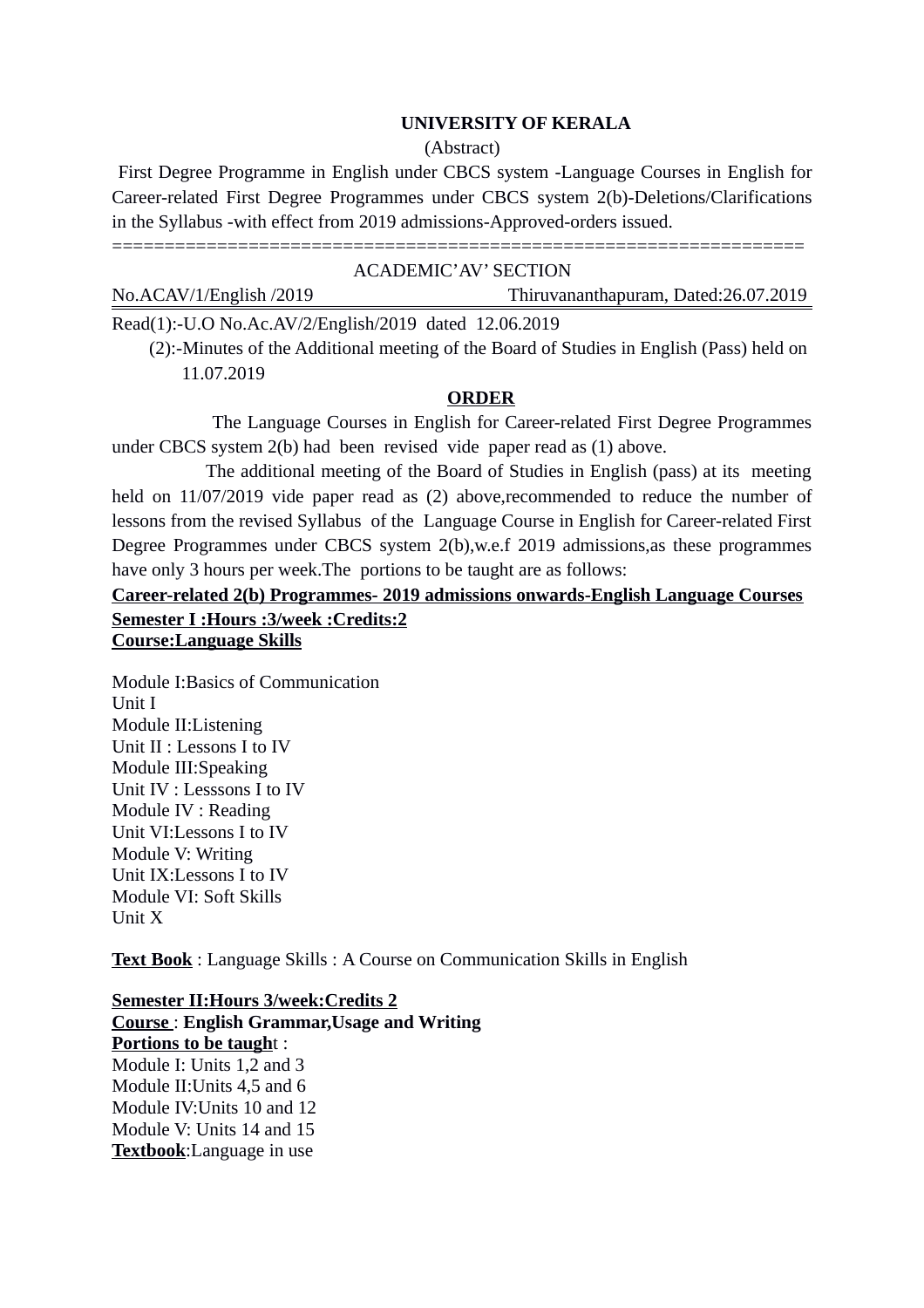**UNIVERSITY OF KERALA**

(Abstract)

First Degree Programme in English under CBCS system -Language Courses in English for Career-related First Degree Programmes under CBCS system 2(b)-Deletions/Clarifications in the Syllabus -with effect from 2019 admissions-Approved-orders issued.

================================================================

ACADEMIC'AV' SECTION

No.ACAV/1/English /2019 Thiruvananthapuram, Dated:26.07.2019

Read(1):-U.O No.Ac.AV/2/English/2019 dated 12.06.2019

(2):-Minutes of the Additional meeting of the Board of Studies in English (Pass) held on 11.07.2019

**ORDER**

The Language Courses in English for Career-related First Degree Programmes under CBCS system 2(b) had been revised vide paper read as (1) above.

The additional meeting of the Board of Studies in English (pass) at its meeting held on 11/07/2019 vide paper read as (2) above,recommended to reduce the number of lessons from the revised Syllabus of the Language Course in English for Career-related First Degree Programmes under CBCS system 2(b),w.e.f 2019 admissions,as these programmes have only 3 hours per week.The portions to be taught are as follows:

**Career-related 2(b) Programmes- 2019 admissions onwards-English Language Courses**

**Semester I :Hours :3/week :Credits:2**

**Course:Language Skills**

Module I:Basics of Communication
Unit I
Module II:Listening
Unit II : Lessons I to IV
Module III:Speaking
Unit IV : Lesssons I to IV
Module IV : Reading
Unit VI:Lessons I to IV
Module V: Writing
Unit IX:Lessons I to IV
Module VI: Soft Skills
Unit X

**Text Book** : Language Skills : A Course on Communication Skills in English

**Semester II:Hours 3/week:Credits 2**

**Course** : **English Grammar,Usage and Writing**

**Portions to be taught** :

Module I: Units 1,2 and 3
Module II:Units 4,5 and 6
Module IV:Units 10 and 12
Module V: Units 14 and 15

**Textbook**:Language in use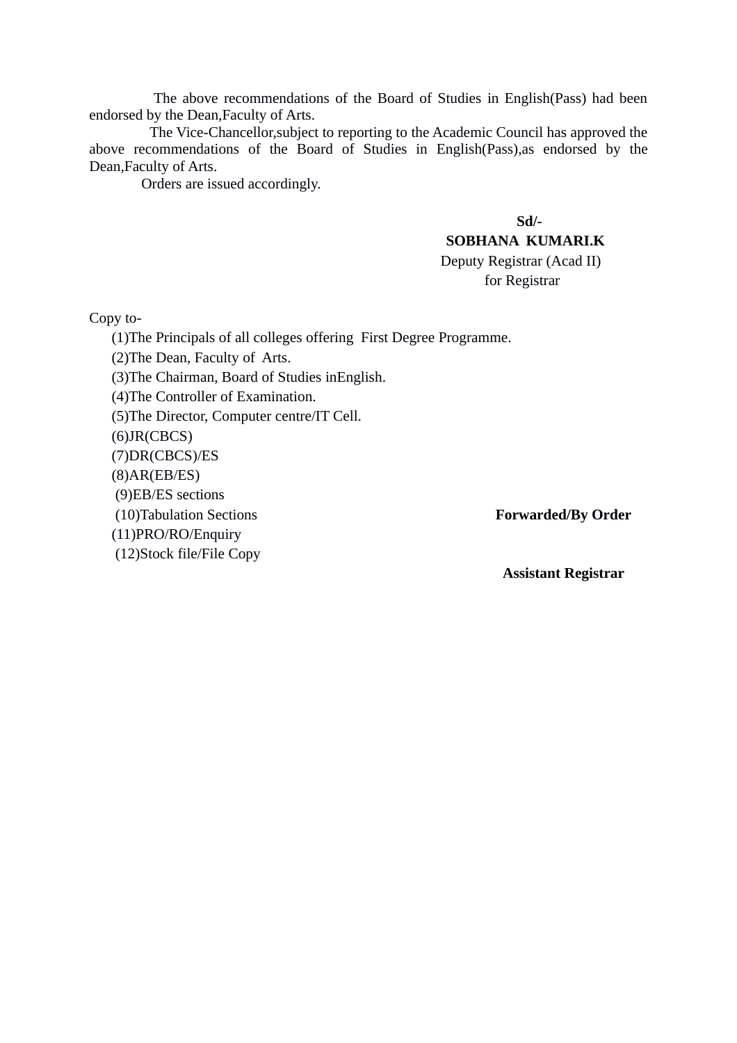The above recommendations of the Board of Studies in English(Pass) had been endorsed by the Dean,Faculty of Arts.

The Vice-Chancellor,subject to reporting to the Academic Council has approved the above recommendations of the Board of Studies in English(Pass),as endorsed by the Dean,Faculty of Arts.

Orders are issued accordingly.

**Sd/-**
**SOBHANA KUMARI.K**
Deputy Registrar (Acad II)
for Registrar

Copy to-

(1)The Principals of all colleges offering First Degree Programme.
(2)The Dean, Faculty of Arts.
(3)The Chairman, Board of Studies inEnglish.
(4)The Controller of Examination.
(5)The Director, Computer centre/IT Cell.
(6)JR(CBCS)
(7)DR(CBCS)/ES
(8)AR(EB/ES)
(9)EB/ES sections
(10)Tabulation Sections
(11)PRO/RO/Enquiry
(12)Stock file/File Copy

**Forwarded/By Order**

**Assistant Registrar**